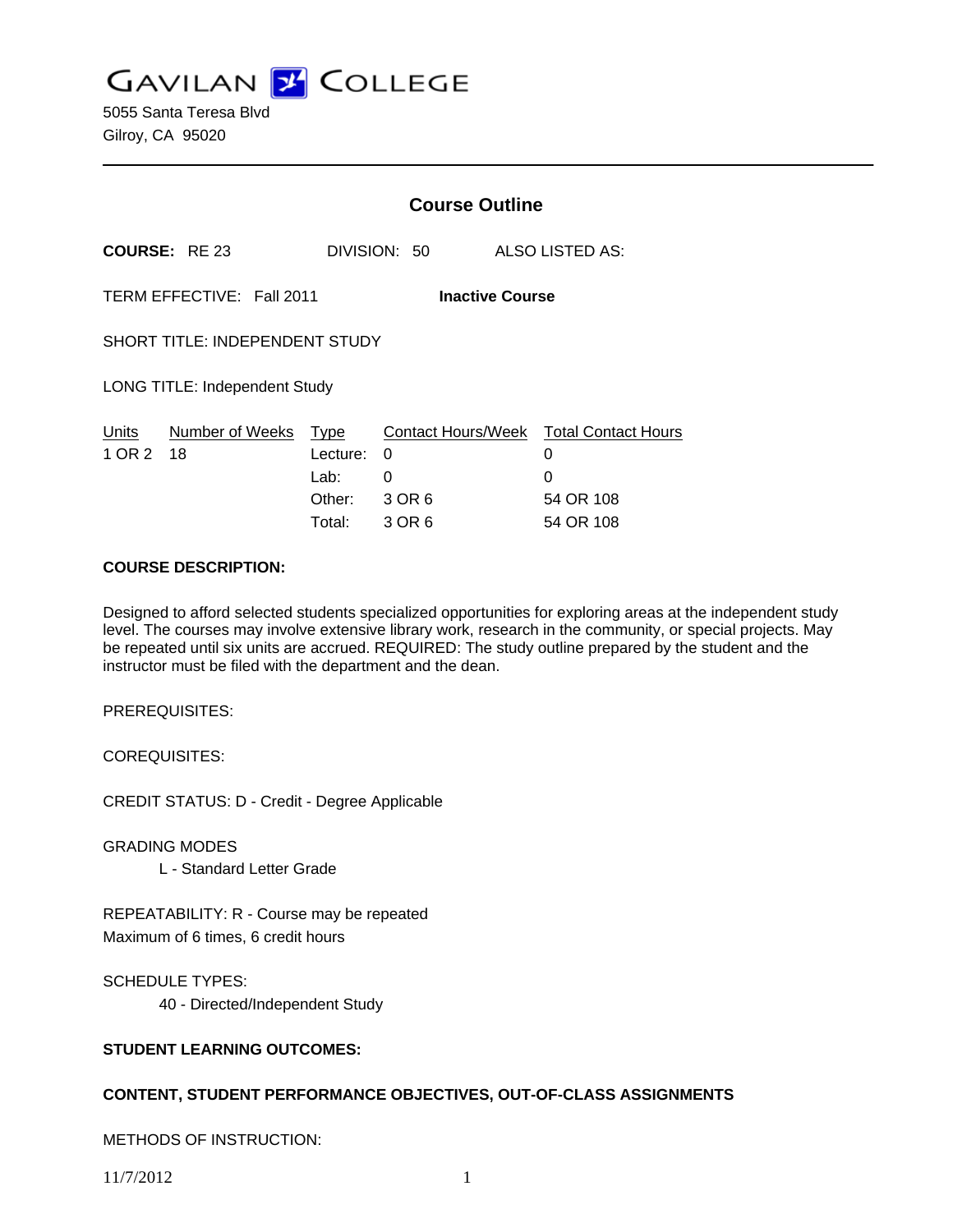# GAVILAN COLLEGE

5055 Santa Teresa Blvd
Gilroy, CA 95020

---

## Course Outline

**COURSE:** RE 23 DIVISION: 50 ALSO LISTED AS:

TERM EFFECTIVE: Fall 2011 **Inactive Course**

SHORT TITLE: INDEPENDENT STUDY

LONG TITLE: Independent Study

| Units | Number of Weeks | Type | Contact Hours/Week | Total Contact Hours |
|---|---|---|---|---|
| 1 OR 2 | 18 | Lecture: | 0 | 0 |
| | | Lab: | 0 | 0 |
| | | Other: | 3 OR 6 | 54 OR 108 |
| | | Total: | 3 OR 6 | 54 OR 108 |

**COURSE DESCRIPTION:**

Designed to afford selected students specialized opportunities for exploring areas at the independent study level. The courses may involve extensive library work, research in the community, or special projects. May be repeated until six units are accrued. REQUIRED: The study outline prepared by the student and the instructor must be filed with the department and the dean.

PREREQUISITES:

COREQUISITES:

CREDIT STATUS: D - Credit - Degree Applicable

GRADING MODES

L - Standard Letter Grade

REPEATABILITY: R - Course may be repeated
Maximum of 6 times, 6 credit hours

SCHEDULE TYPES:

40 - Directed/Independent Study

**STUDENT LEARNING OUTCOMES:**

**CONTENT, STUDENT PERFORMANCE OBJECTIVES, OUT-OF-CLASS ASSIGNMENTS**

METHODS OF INSTRUCTION: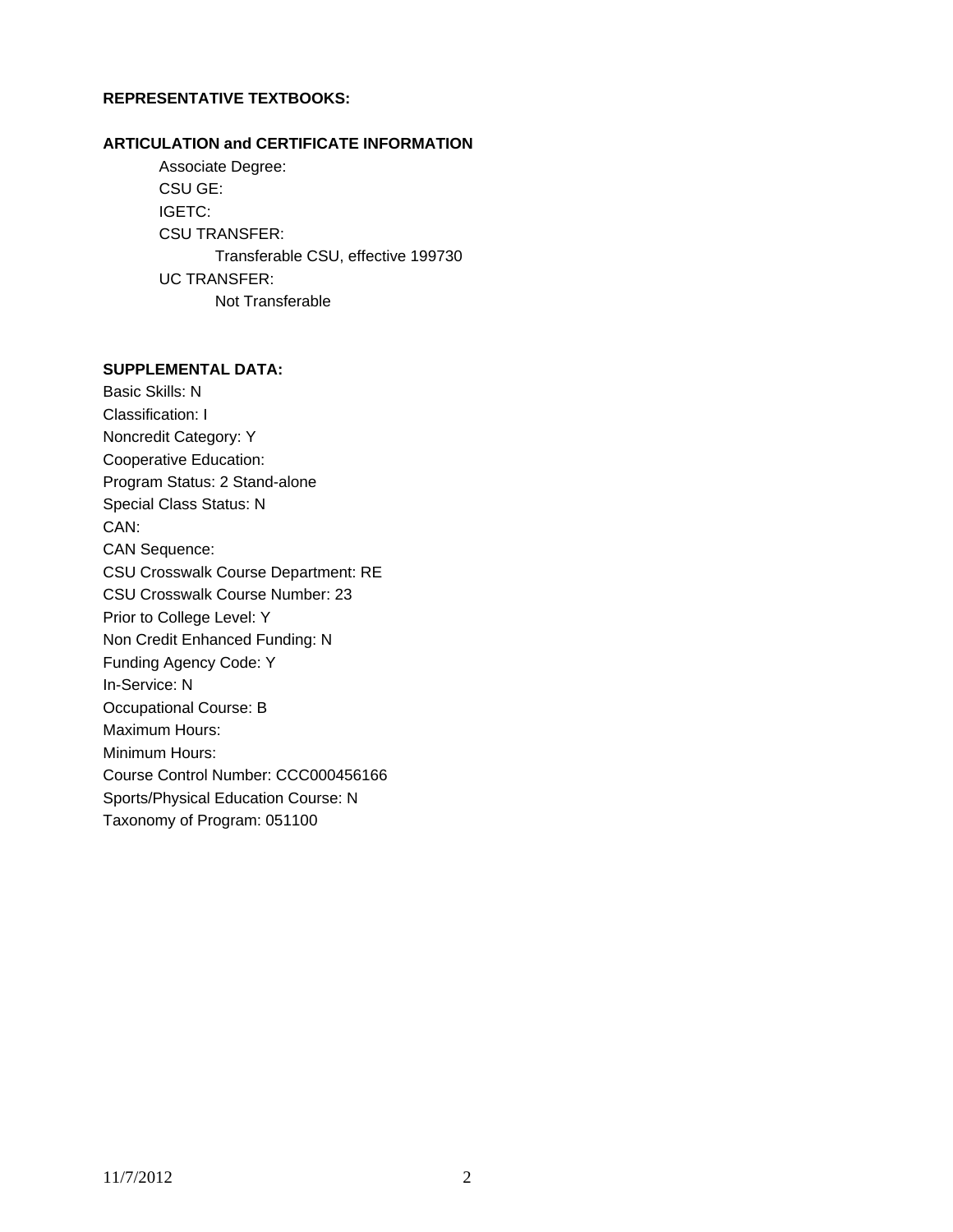**REPRESENTATIVE TEXTBOOKS:**

**ARTICULATION and CERTIFICATE INFORMATION**

Associate Degree:
CSU GE:
IGETC:
CSU TRANSFER:
    Transferable CSU, effective 199730
UC TRANSFER:
    Not Transferable

**SUPPLEMENTAL DATA:**

Basic Skills: N
Classification: I
Noncredit Category: Y
Cooperative Education:
Program Status: 2 Stand-alone
Special Class Status: N
CAN:
CAN Sequence:
CSU Crosswalk Course Department: RE
CSU Crosswalk Course Number: 23
Prior to College Level: Y
Non Credit Enhanced Funding: N
Funding Agency Code: Y
In-Service: N
Occupational Course: B
Maximum Hours:
Minimum Hours:
Course Control Number: CCC000456166
Sports/Physical Education Course: N
Taxonomy of Program: 051100